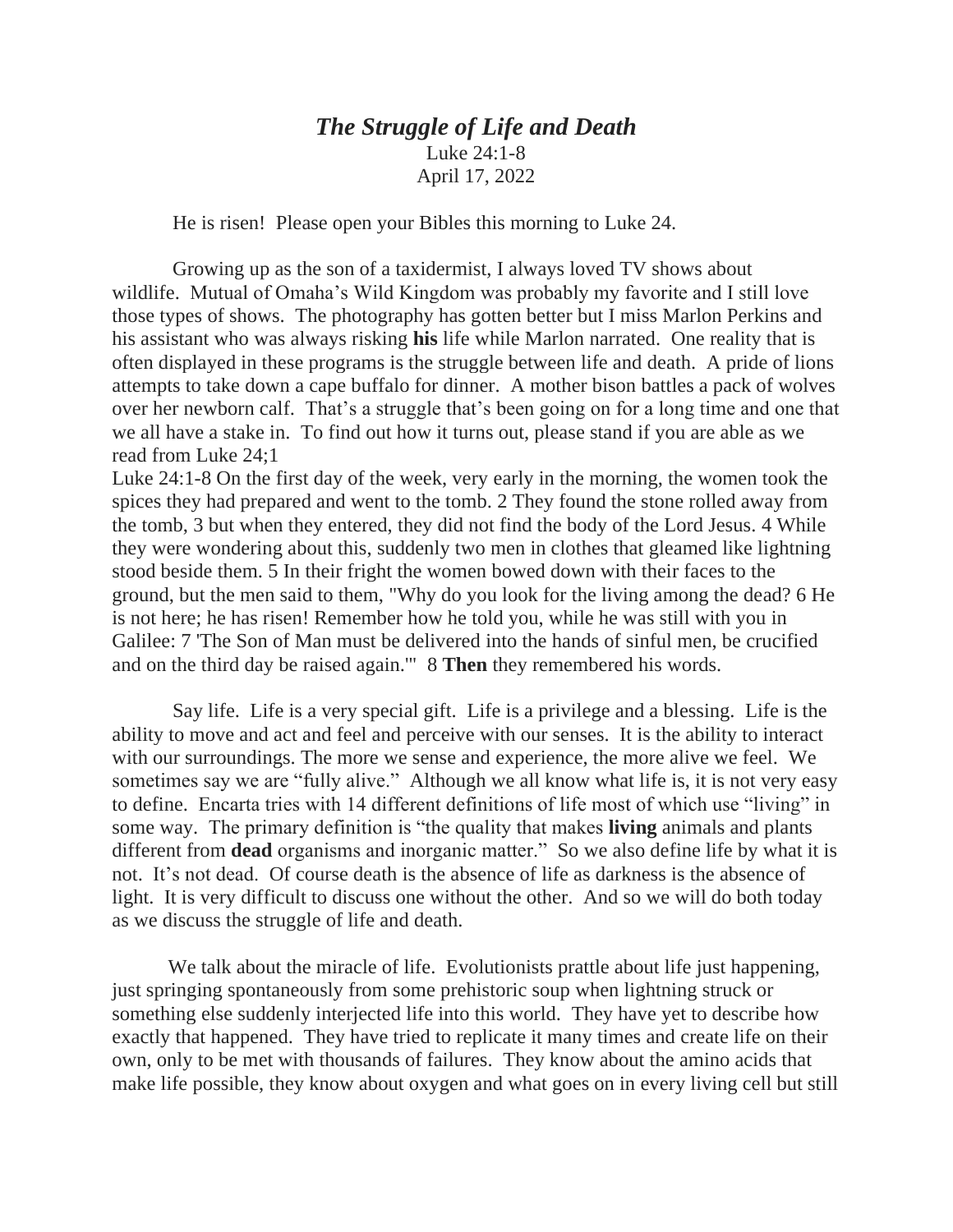# *The Struggle of Life and Death*

Luke 24:1-8
April 17, 2022

He is risen! Please open your Bibles this morning to Luke 24.

Growing up as the son of a taxidermist, I always loved TV shows about wildlife. Mutual of Omaha's Wild Kingdom was probably my favorite and I still love those types of shows. The photography has gotten better but I miss Marlon Perkins and his assistant who was always risking **his** life while Marlon narrated. One reality that is often displayed in these programs is the struggle between life and death. A pride of lions attempts to take down a cape buffalo for dinner. A mother bison battles a pack of wolves over her newborn calf. That's a struggle that's been going on for a long time and one that we all have a stake in. To find out how it turns out, please stand if you are able as we read from Luke 24;1

Luke 24:1-8 On the first day of the week, very early in the morning, the women took the spices they had prepared and went to the tomb. 2 They found the stone rolled away from the tomb, 3 but when they entered, they did not find the body of the Lord Jesus. 4 While they were wondering about this, suddenly two men in clothes that gleamed like lightning stood beside them. 5 In their fright the women bowed down with their faces to the ground, but the men said to them, "Why do you look for the living among the dead? 6 He is not here; he has risen! Remember how he told you, while he was still with you in Galilee: 7 'The Son of Man must be delivered into the hands of sinful men, be crucified and on the third day be raised again.'" 8 **Then** they remembered his words.

Say life. Life is a very special gift. Life is a privilege and a blessing. Life is the ability to move and act and feel and perceive with our senses. It is the ability to interact with our surroundings. The more we sense and experience, the more alive we feel. We sometimes say we are "fully alive." Although we all know what life is, it is not very easy to define. Encarta tries with 14 different definitions of life most of which use "living" in some way. The primary definition is "the quality that makes **living** animals and plants different from **dead** organisms and inorganic matter." So we also define life by what it is not. It's not dead. Of course death is the absence of life as darkness is the absence of light. It is very difficult to discuss one without the other. And so we will do both today as we discuss the struggle of life and death.

We talk about the miracle of life. Evolutionists prattle about life just happening, just springing spontaneously from some prehistoric soup when lightning struck or something else suddenly interjected life into this world. They have yet to describe how exactly that happened. They have tried to replicate it many times and create life on their own, only to be met with thousands of failures. They know about the amino acids that make life possible, they know about oxygen and what goes on in every living cell but still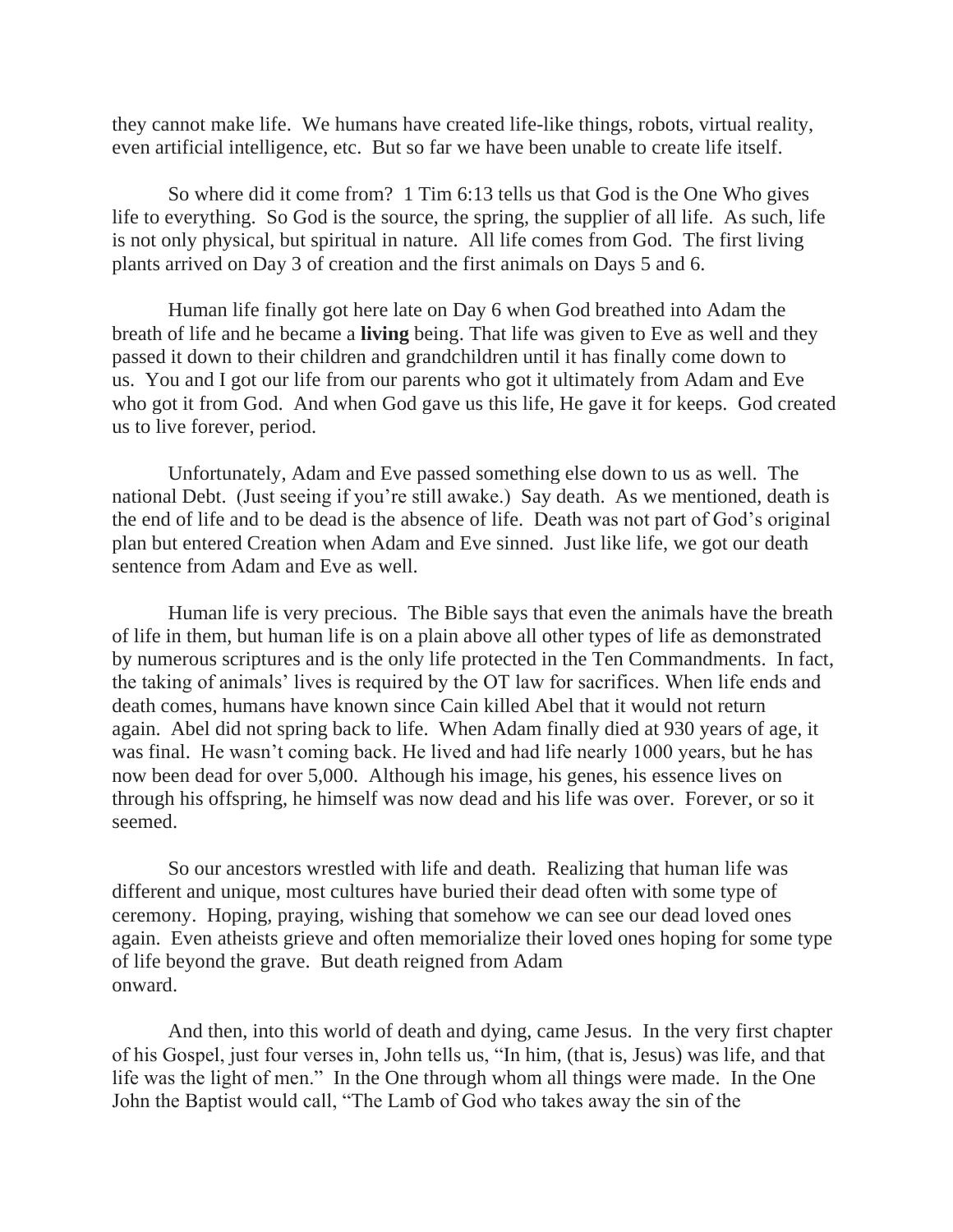they cannot make life. We humans have created life-like things, robots, virtual reality, even artificial intelligence, etc. But so far we have been unable to create life itself.

So where did it come from? 1 Tim 6:13 tells us that God is the One Who gives life to everything. So God is the source, the spring, the supplier of all life. As such, life is not only physical, but spiritual in nature. All life comes from God. The first living plants arrived on Day 3 of creation and the first animals on Days 5 and 6.

Human life finally got here late on Day 6 when God breathed into Adam the breath of life and he became a **living** being. That life was given to Eve as well and they passed it down to their children and grandchildren until it has finally come down to us. You and I got our life from our parents who got it ultimately from Adam and Eve who got it from God. And when God gave us this life, He gave it for keeps. God created us to live forever, period.

Unfortunately, Adam and Eve passed something else down to us as well. The national Debt. (Just seeing if you're still awake.) Say death. As we mentioned, death is the end of life and to be dead is the absence of life. Death was not part of God's original plan but entered Creation when Adam and Eve sinned. Just like life, we got our death sentence from Adam and Eve as well.

Human life is very precious. The Bible says that even the animals have the breath of life in them, but human life is on a plain above all other types of life as demonstrated by numerous scriptures and is the only life protected in the Ten Commandments. In fact, the taking of animals' lives is required by the OT law for sacrifices. When life ends and death comes, humans have known since Cain killed Abel that it would not return again. Abel did not spring back to life. When Adam finally died at 930 years of age, it was final. He wasn't coming back. He lived and had life nearly 1000 years, but he has now been dead for over 5,000. Although his image, his genes, his essence lives on through his offspring, he himself was now dead and his life was over. Forever, or so it seemed.

So our ancestors wrestled with life and death. Realizing that human life was different and unique, most cultures have buried their dead often with some type of ceremony. Hoping, praying, wishing that somehow we can see our dead loved ones again. Even atheists grieve and often memorialize their loved ones hoping for some type of life beyond the grave. But death reigned from Adam onward.

And then, into this world of death and dying, came Jesus. In the very first chapter of his Gospel, just four verses in, John tells us, "In him, (that is, Jesus) was life, and that life was the light of men." In the One through whom all things were made. In the One John the Baptist would call, "The Lamb of God who takes away the sin of the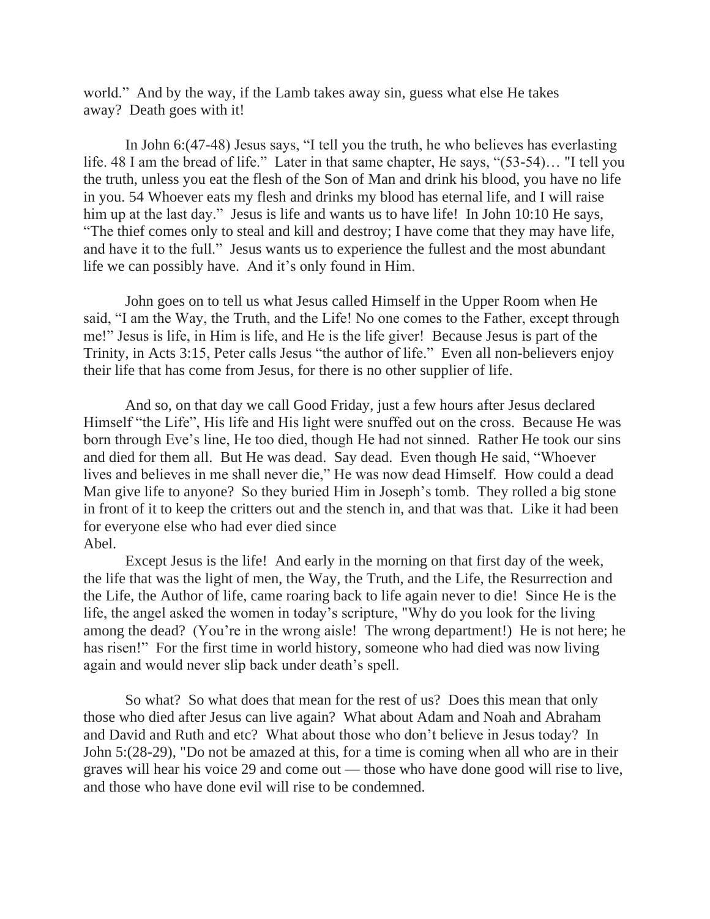world." And by the way, if the Lamb takes away sin, guess what else He takes away? Death goes with it!

In John 6:(47-48) Jesus says, "I tell you the truth, he who believes has everlasting life. 48 I am the bread of life." Later in that same chapter, He says, "(53-54)… "I tell you the truth, unless you eat the flesh of the Son of Man and drink his blood, you have no life in you. 54 Whoever eats my flesh and drinks my blood has eternal life, and I will raise him up at the last day." Jesus is life and wants us to have life! In John 10:10 He says, "The thief comes only to steal and kill and destroy; I have come that they may have life, and have it to the full." Jesus wants us to experience the fullest and the most abundant life we can possibly have. And it's only found in Him.

John goes on to tell us what Jesus called Himself in the Upper Room when He said, "I am the Way, the Truth, and the Life! No one comes to the Father, except through me!" Jesus is life, in Him is life, and He is the life giver! Because Jesus is part of the Trinity, in Acts 3:15, Peter calls Jesus "the author of life." Even all non-believers enjoy their life that has come from Jesus, for there is no other supplier of life.

And so, on that day we call Good Friday, just a few hours after Jesus declared Himself "the Life", His life and His light were snuffed out on the cross. Because He was born through Eve's line, He too died, though He had not sinned. Rather He took our sins and died for them all. But He was dead. Say dead. Even though He said, "Whoever lives and believes in me shall never die," He was now dead Himself. How could a dead Man give life to anyone? So they buried Him in Joseph's tomb. They rolled a big stone in front of it to keep the critters out and the stench in, and that was that. Like it had been for everyone else who had ever died since Abel.

Except Jesus is the life! And early in the morning on that first day of the week, the life that was the light of men, the Way, the Truth, and the Life, the Resurrection and the Life, the Author of life, came roaring back to life again never to die! Since He is the life, the angel asked the women in today's scripture, "Why do you look for the living among the dead? (You're in the wrong aisle! The wrong department!) He is not here; he has risen!" For the first time in world history, someone who had died was now living again and would never slip back under death's spell.

So what? So what does that mean for the rest of us? Does this mean that only those who died after Jesus can live again? What about Adam and Noah and Abraham and David and Ruth and etc? What about those who don't believe in Jesus today? In John 5:(28-29), "Do not be amazed at this, for a time is coming when all who are in their graves will hear his voice 29 and come out — those who have done good will rise to live, and those who have done evil will rise to be condemned.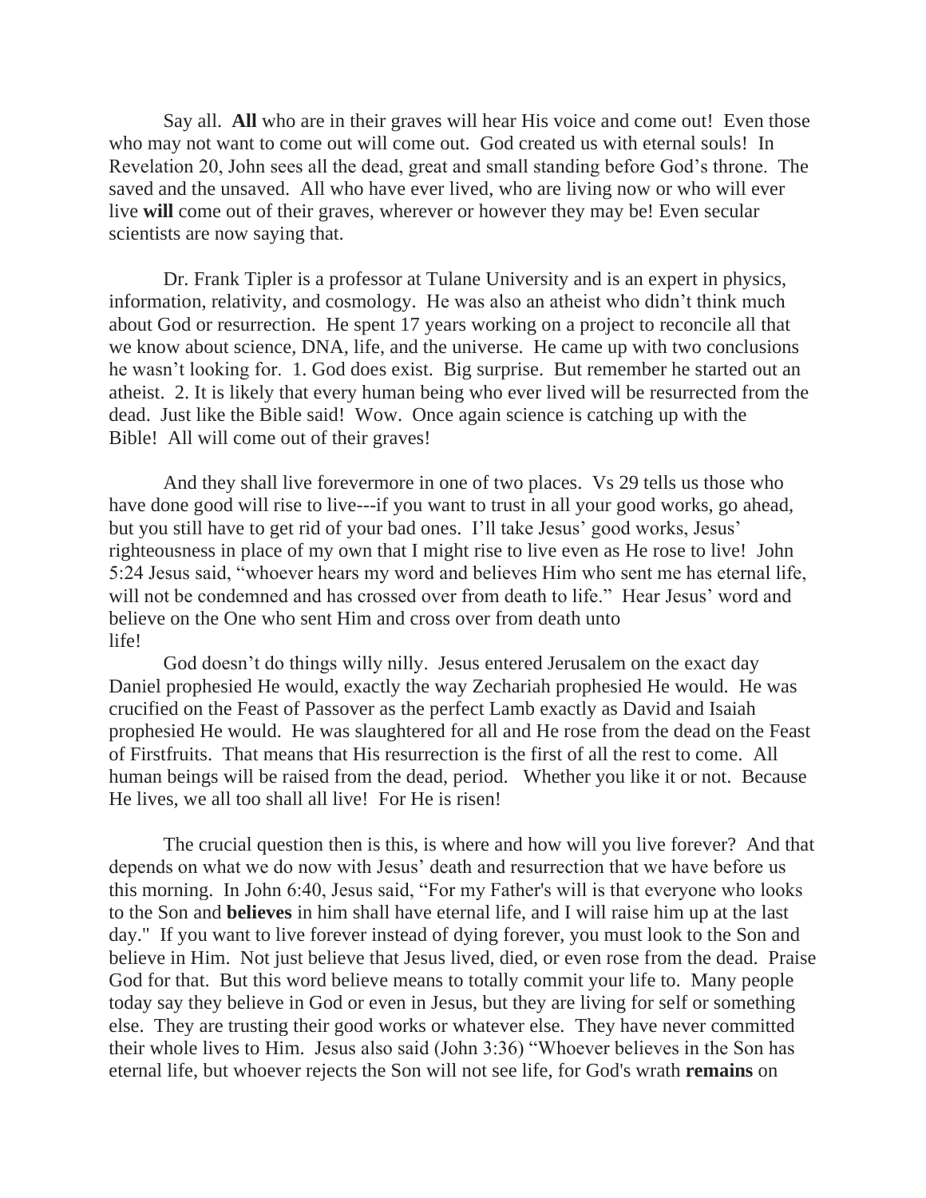Say all. **All** who are in their graves will hear His voice and come out! Even those who may not want to come out will come out. God created us with eternal souls! In Revelation 20, John sees all the dead, great and small standing before God's throne. The saved and the unsaved. All who have ever lived, who are living now or who will ever live **will** come out of their graves, wherever or however they may be! Even secular scientists are now saying that.

Dr. Frank Tipler is a professor at Tulane University and is an expert in physics, information, relativity, and cosmology. He was also an atheist who didn't think much about God or resurrection. He spent 17 years working on a project to reconcile all that we know about science, DNA, life, and the universe. He came up with two conclusions he wasn't looking for. 1. God does exist. Big surprise. But remember he started out an atheist. 2. It is likely that every human being who ever lived will be resurrected from the dead. Just like the Bible said! Wow. Once again science is catching up with the Bible! All will come out of their graves!

And they shall live forevermore in one of two places. Vs 29 tells us those who have done good will rise to live---if you want to trust in all your good works, go ahead, but you still have to get rid of your bad ones. I'll take Jesus' good works, Jesus' righteousness in place of my own that I might rise to live even as He rose to live! John 5:24 Jesus said, "whoever hears my word and believes Him who sent me has eternal life, will not be condemned and has crossed over from death to life." Hear Jesus' word and believe on the One who sent Him and cross over from death unto life!

God doesn't do things willy nilly. Jesus entered Jerusalem on the exact day Daniel prophesied He would, exactly the way Zechariah prophesied He would. He was crucified on the Feast of Passover as the perfect Lamb exactly as David and Isaiah prophesied He would. He was slaughtered for all and He rose from the dead on the Feast of Firstfruits. That means that His resurrection is the first of all the rest to come. All human beings will be raised from the dead, period. Whether you like it or not. Because He lives, we all too shall all live! For He is risen!

The crucial question then is this, is where and how will you live forever? And that depends on what we do now with Jesus' death and resurrection that we have before us this morning. In John 6:40, Jesus said, "For my Father's will is that everyone who looks to the Son and **believes** in him shall have eternal life, and I will raise him up at the last day." If you want to live forever instead of dying forever, you must look to the Son and believe in Him. Not just believe that Jesus lived, died, or even rose from the dead. Praise God for that. But this word believe means to totally commit your life to. Many people today say they believe in God or even in Jesus, but they are living for self or something else. They are trusting their good works or whatever else. They have never committed their whole lives to Him. Jesus also said (John 3:36) "Whoever believes in the Son has eternal life, but whoever rejects the Son will not see life, for God's wrath **remains** on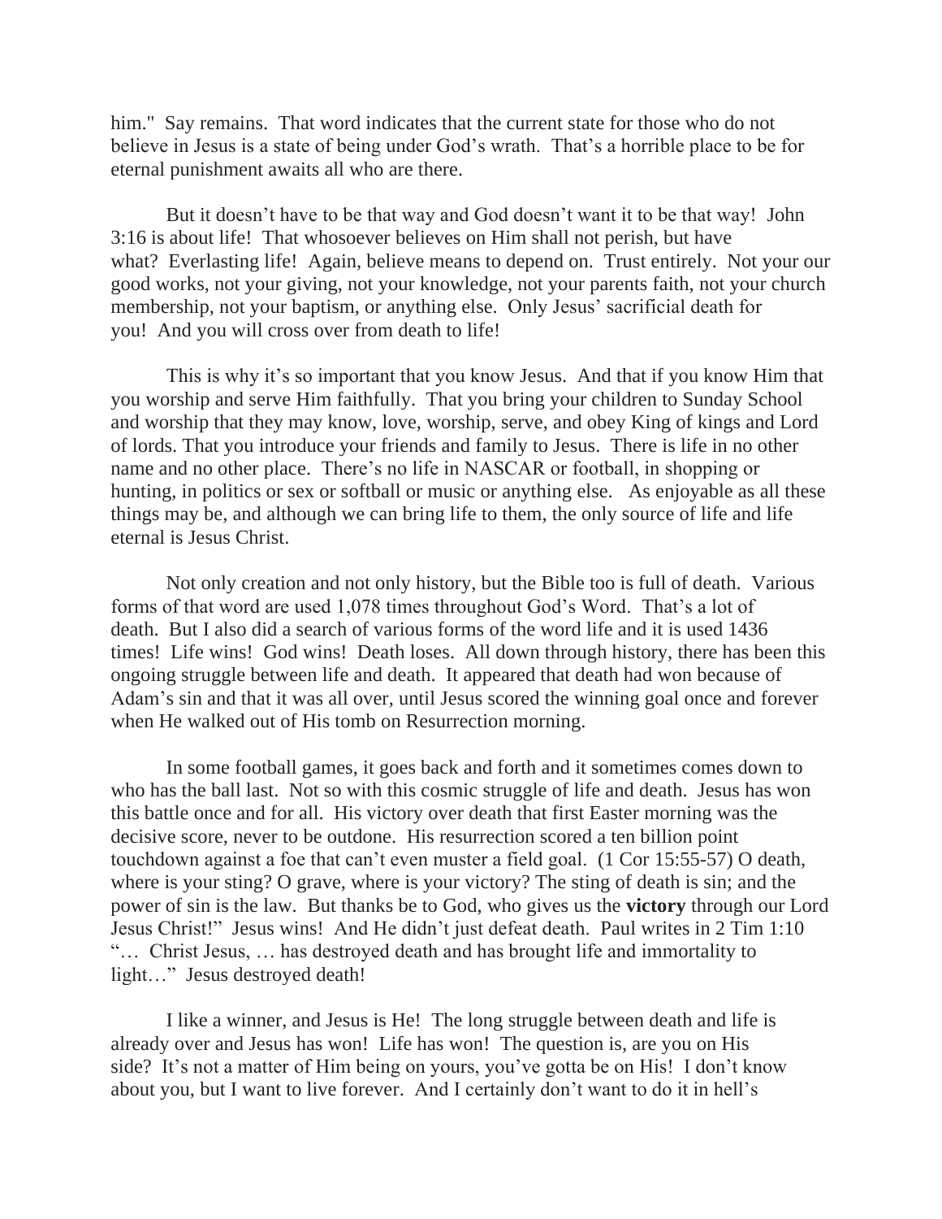him." Say remains. That word indicates that the current state for those who do not believe in Jesus is a state of being under God's wrath. That's a horrible place to be for eternal punishment awaits all who are there.

But it doesn't have to be that way and God doesn't want it to be that way! John 3:16 is about life! That whosoever believes on Him shall not perish, but have what? Everlasting life! Again, believe means to depend on. Trust entirely. Not your our good works, not your giving, not your knowledge, not your parents faith, not your church membership, not your baptism, or anything else. Only Jesus' sacrificial death for you! And you will cross over from death to life!

This is why it's so important that you know Jesus. And that if you know Him that you worship and serve Him faithfully. That you bring your children to Sunday School and worship that they may know, love, worship, serve, and obey King of kings and Lord of lords. That you introduce your friends and family to Jesus. There is life in no other name and no other place. There's no life in NASCAR or football, in shopping or hunting, in politics or sex or softball or music or anything else. As enjoyable as all these things may be, and although we can bring life to them, the only source of life and life eternal is Jesus Christ.

Not only creation and not only history, but the Bible too is full of death. Various forms of that word are used 1,078 times throughout God's Word. That's a lot of death. But I also did a search of various forms of the word life and it is used 1436 times! Life wins! God wins! Death loses. All down through history, there has been this ongoing struggle between life and death. It appeared that death had won because of Adam's sin and that it was all over, until Jesus scored the winning goal once and forever when He walked out of His tomb on Resurrection morning.

In some football games, it goes back and forth and it sometimes comes down to who has the ball last. Not so with this cosmic struggle of life and death. Jesus has won this battle once and for all. His victory over death that first Easter morning was the decisive score, never to be outdone. His resurrection scored a ten billion point touchdown against a foe that can't even muster a field goal. (1 Cor 15:55-57) O death, where is your sting? O grave, where is your victory? The sting of death is sin; and the power of sin is the law. But thanks be to God, who gives us the **victory** through our Lord Jesus Christ!" Jesus wins! And He didn't just defeat death. Paul writes in 2 Tim 1:10 "… Christ Jesus, … has destroyed death and has brought life and immortality to light…" Jesus destroyed death!

I like a winner, and Jesus is He! The long struggle between death and life is already over and Jesus has won! Life has won! The question is, are you on His side? It's not a matter of Him being on yours, you've gotta be on His! I don't know about you, but I want to live forever. And I certainly don't want to do it in hell's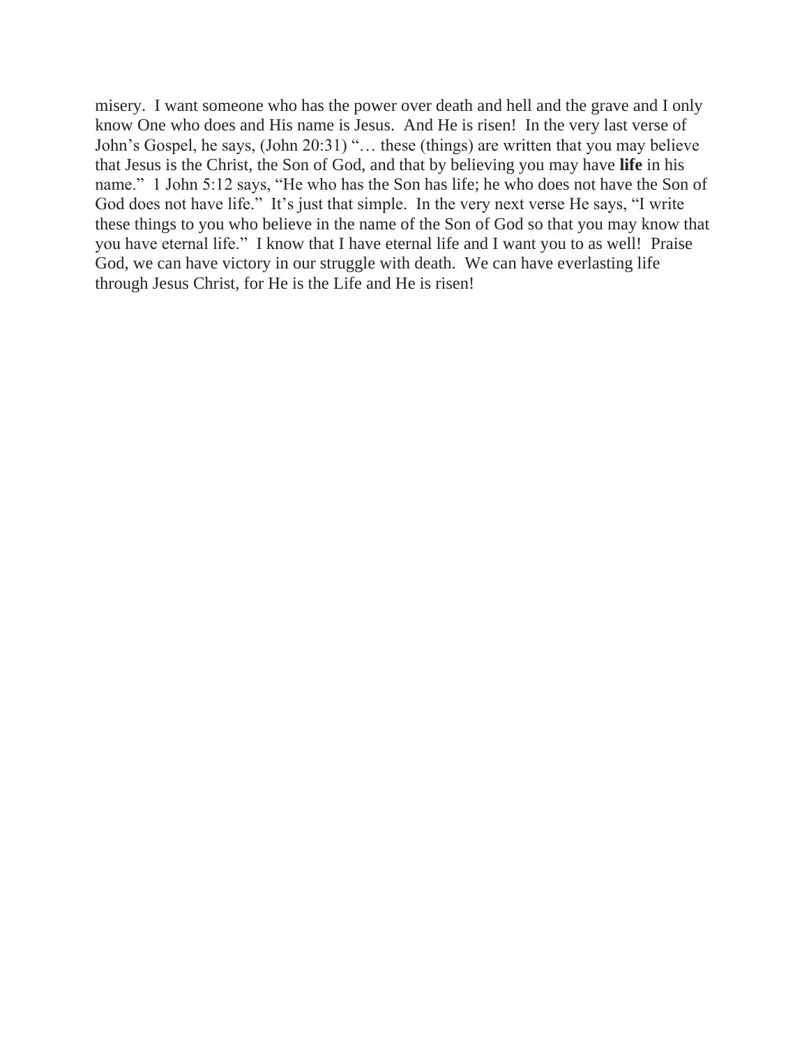misery.  I want someone who has the power over death and hell and the grave and I only know One who does and His name is Jesus.  And He is risen!  In the very last verse of John's Gospel, he says, (John 20:31) "… these (things) are written that you may believe that Jesus is the Christ, the Son of God, and that by believing you may have **life** in his name."  1 John 5:12 says, "He who has the Son has life; he who does not have the Son of God does not have life."  It's just that simple.  In the very next verse He says, "I write these things to you who believe in the name of the Son of God so that you may know that you have eternal life."  I know that I have eternal life and I want you to as well!  Praise God, we can have victory in our struggle with death.  We can have everlasting life through Jesus Christ, for He is the Life and He is risen!